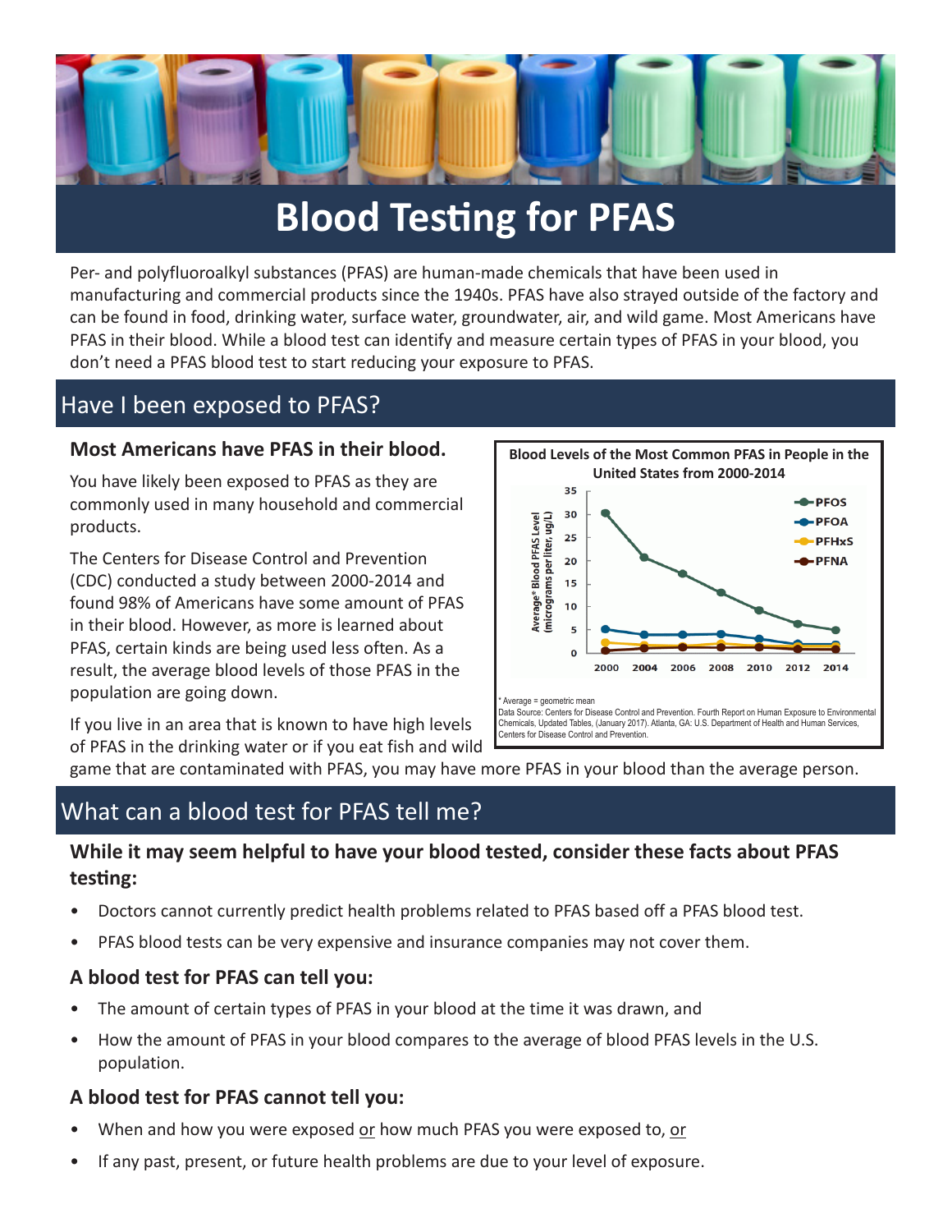# Blood Testing for PFAS

Per- and polyfluoroalkyl substances (PFAS) are human-made chemicals that have been used in manufacturing and commercial products since the 1940s. PFAS have also strayed outside of the factory and can be found in food, drinking water, surface water, groundwater, air, and wild game. Most Americans have PFAS in their blood. While a blood test can identify and measure certain types of PFAS in your blood, you don't need a PFAS blood test to start reducing your exposure to PFAS.

## Have I been exposed to PFAS?

### Most Americans have PFAS in their blood.

You have likely been exposed to PFAS as they are commonly used in many household and commercial products.

The Centers for Disease Control and Prevention (CDC) conducted a study between 2000-2014 and found 98% of Americans have some amount of PFAS in their blood. However, as more is learned about PFAS, certain kinds are being used less often. As a result, the average blood levels of those PFAS in the population are going down.

**Blood Levels of the Most Common PFAS in People in the United States from 2000-2014**

Average* Blood PFAS Level (micrograms per liter, ug/L) — PFOS, PFOA, PFHxS, PFNA; 2000–2014

\* Average = geometric mean

Data Source: Centers for Disease Control and Prevention. Fourth Report on Human Exposure to Environmental Chemicals, Updated Tables, (January 2017). Atlanta, GA: U.S. Department of Health and Human Services, Centers for Disease Control and Prevention.

If you live in an area that is known to have high levels of PFAS in the drinking water or if you eat fish and wild game that are contaminated with PFAS, you may have more PFAS in your blood than the average person.

## What can a blood test for PFAS tell me?

### While it may seem helpful to have your blood tested, consider these facts about PFAS testing:

- Doctors cannot currently predict health problems related to PFAS based off a PFAS blood test.
- PFAS blood tests can be very expensive and insurance companies may not cover them.

### A blood test for PFAS can tell you:

- The amount of certain types of PFAS in your blood at the time it was drawn, and
- How the amount of PFAS in your blood compares to the average of blood PFAS levels in the U.S. population.

### A blood test for PFAS cannot tell you:

- When and how you were exposed or how much PFAS you were exposed to, or
- If any past, present, or future health problems are due to your level of exposure.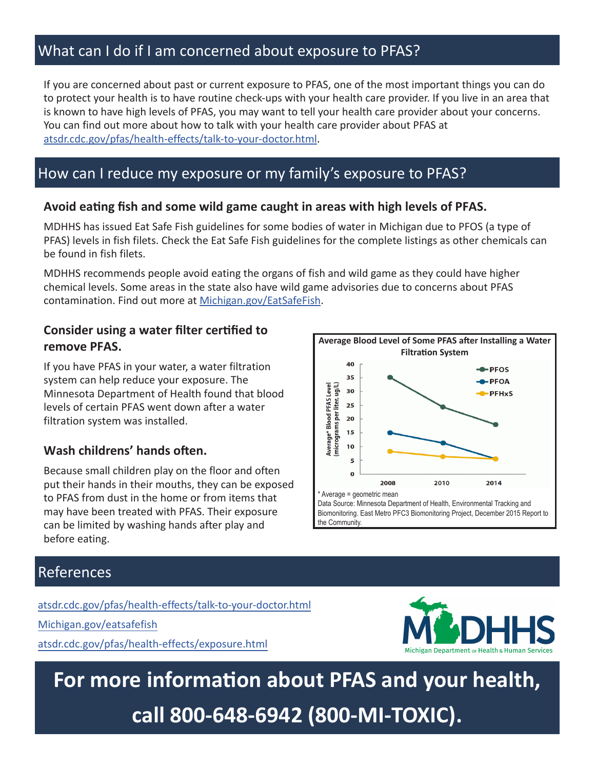## What can I do if I am concerned about exposure to PFAS?

If you are concerned about past or current exposure to PFAS, one of the most important things you can do to protect your health is to have routine check-ups with your health care provider. If you live in an area that is known to have high levels of PFAS, you may want to tell your health care provider about your concerns. You can find out more about how to talk with your health care provider about PFAS at atsdr.cdc.gov/pfas/health-effects/talk-to-your-doctor.html.

## How can I reduce my exposure or my family's exposure to PFAS?

### Avoid eating fish and some wild game caught in areas with high levels of PFAS.

MDHHS has issued Eat Safe Fish guidelines for some bodies of water in Michigan due to PFOS (a type of PFAS) levels in fish filets. Check the Eat Safe Fish guidelines for the complete listings as other chemicals can be found in fish filets.

MDHHS recommends people avoid eating the organs of fish and wild game as they could have higher chemical levels. Some areas in the state also have wild game advisories due to concerns about PFAS contamination. Find out more at Michigan.gov/EatSafeFish.

### Consider using a water filter certified to remove PFAS.

If you have PFAS in your water, a water filtration system can help reduce your exposure. The Minnesota Department of Health found that blood levels of certain PFAS went down after a water filtration system was installed.

**Average Blood Level of Some PFAS after Installing a Water Filtration System**

Average* Blood PFAS Level (micrograms per liter, ug/L)

40
35
30
25
20
15
10
5
0

2008
2010
2014

PFOS
PFOA
PFHxS

\* Average = geometric mean

Data Source: Minnesota Department of Health, Environmental Tracking and Biomonitoring. East Metro PFC3 Biomonitoring Project, December 2015 Report to the Community.

### Wash childrens' hands often.

Because small children play on the floor and often put their hands in their mouths, they can be exposed to PFAS from dust in the home or from items that may have been treated with PFAS. Their exposure can be limited by washing hands after play and before eating.

## References

atsdr.cdc.gov/pfas/health-effects/talk-to-your-doctor.html

Michigan.gov/eatsafefish

atsdr.cdc.gov/pfas/health-effects/exposure.html

MDHHS
Michigan Department of Health & Human Services

**For more information about PFAS and your health, call 800-648-6942 (800-MI-TOXIC).**